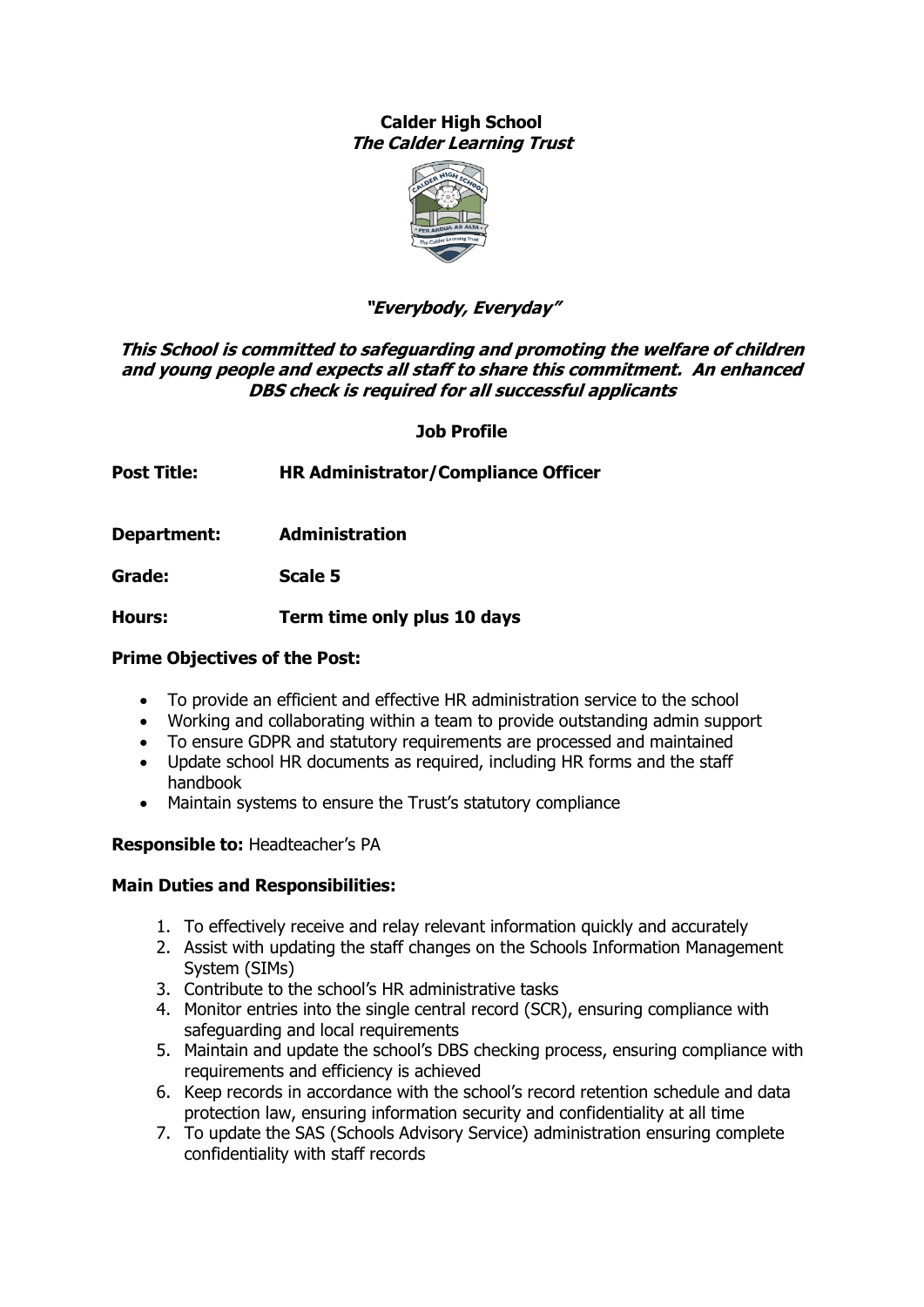**Calder High School**
***The Calder Learning Trust***

***"Everybody, Everyday"***

***This School is committed to safeguarding and promoting the welfare of children and young people and expects all staff to share this commitment. An enhanced DBS check is required for all successful applicants***

**Job Profile**

**Post Title:** **HR Administrator/Compliance Officer**

**Department:** **Administration**

**Grade:** **Scale 5**

**Hours:** **Term time only plus 10 days**

**Prime Objectives of the Post:**

- To provide an efficient and effective HR administration service to the school
- Working and collaborating within a team to provide outstanding admin support
- To ensure GDPR and statutory requirements are processed and maintained
- Update school HR documents as required, including HR forms and the staff handbook
- Maintain systems to ensure the Trust's statutory compliance

**Responsible to:** Headteacher's PA

**Main Duties and Responsibilities:**

1. To effectively receive and relay relevant information quickly and accurately
2. Assist with updating the staff changes on the Schools Information Management System (SIMs)
3. Contribute to the school's HR administrative tasks
4. Monitor entries into the single central record (SCR), ensuring compliance with safeguarding and local requirements
5. Maintain and update the school's DBS checking process, ensuring compliance with requirements and efficiency is achieved
6. Keep records in accordance with the school's record retention schedule and data protection law, ensuring information security and confidentiality at all time
7. To update the SAS (Schools Advisory Service) administration ensuring complete confidentiality with staff records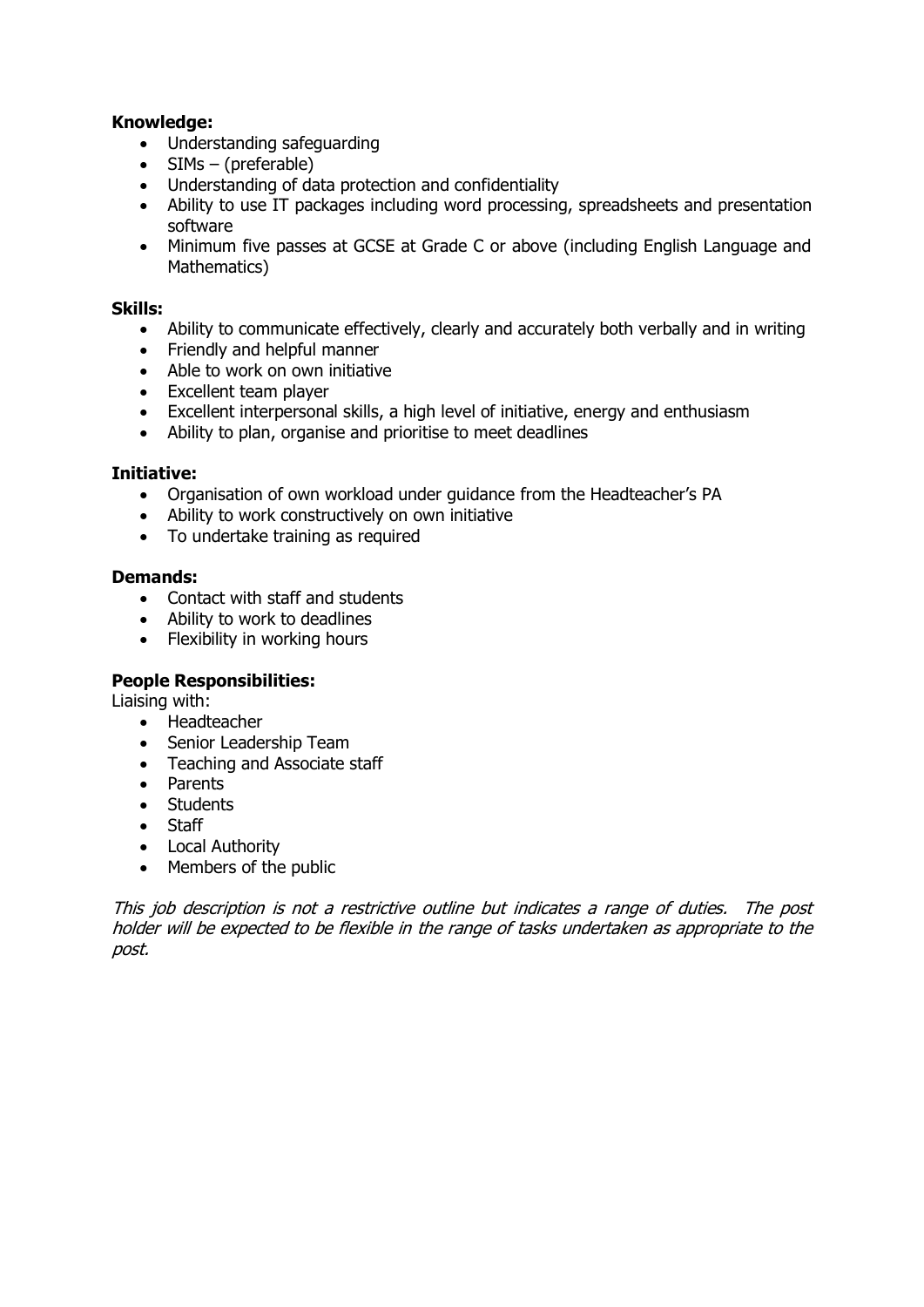**Knowledge:**

- Understanding safeguarding
- SIMs – (preferable)
- Understanding of data protection and confidentiality
- Ability to use IT packages including word processing, spreadsheets and presentation software
- Minimum five passes at GCSE at Grade C or above (including English Language and Mathematics)

**Skills:**

- Ability to communicate effectively, clearly and accurately both verbally and in writing
- Friendly and helpful manner
- Able to work on own initiative
- Excellent team player
- Excellent interpersonal skills, a high level of initiative, energy and enthusiasm
- Ability to plan, organise and prioritise to meet deadlines

**Initiative:**

- Organisation of own workload under guidance from the Headteacher's PA
- Ability to work constructively on own initiative
- To undertake training as required

**Demands:**

- Contact with staff and students
- Ability to work to deadlines
- Flexibility in working hours

**People Responsibilities:**

Liaising with:

- Headteacher
- Senior Leadership Team
- Teaching and Associate staff
- Parents
- Students
- Staff
- Local Authority
- Members of the public

*This job description is not a restrictive outline but indicates a range of duties. The post holder will be expected to be flexible in the range of tasks undertaken as appropriate to the post.*